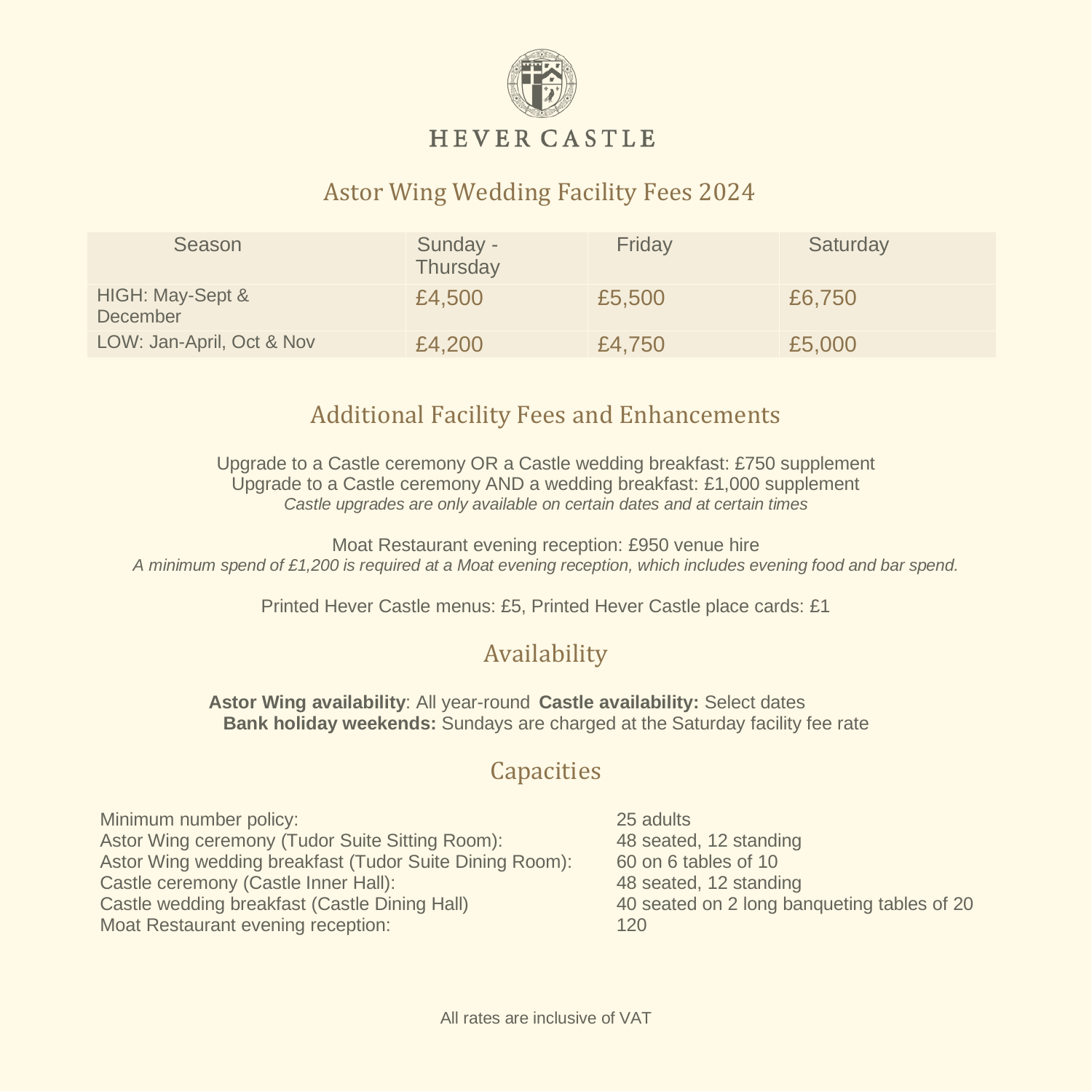# HEVER CASTLE

## Astor Wing Wedding Facility Fees 2024

| Season | Sunday - Thursday | Friday | Saturday |
|---|---|---|---|
| HIGH: May-Sept & December | £4,500 | £5,500 | £6,750 |
| LOW: Jan-April, Oct & Nov | £4,200 | £4,750 | £5,000 |

## Additional Facility Fees and Enhancements

Upgrade to a Castle ceremony OR a Castle wedding breakfast: £750 supplement
Upgrade to a Castle ceremony AND a wedding breakfast: £1,000 supplement
*Castle upgrades are only available on certain dates and at certain times*

Moat Restaurant evening reception: £950 venue hire
*A minimum spend of £1,200 is required at a Moat evening reception, which includes evening food and bar spend.*

Printed Hever Castle menus: £5, Printed Hever Castle place cards: £1

## Availability

**Astor Wing availability**: All year-round **Castle availability:** Select dates
**Bank holiday weekends:** Sundays are charged at the Saturday facility fee rate

## Capacities

| | |
|---|---|
| Minimum number policy: | 25 adults |
| Astor Wing ceremony (Tudor Suite Sitting Room): | 48 seated, 12 standing |
| Astor Wing wedding breakfast (Tudor Suite Dining Room): | 60 on 6 tables of 10 |
| Castle ceremony (Castle Inner Hall): | 48 seated, 12 standing |
| Castle wedding breakfast (Castle Dining Hall) | 40 seated on 2 long banqueting tables of 20 |
| Moat Restaurant evening reception: | 120 |

All rates are inclusive of VAT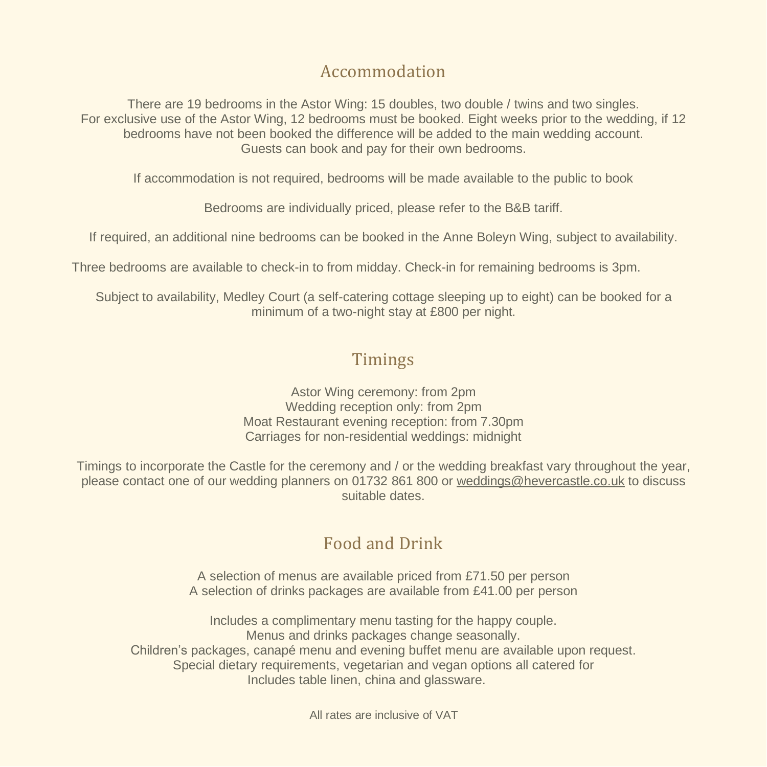## Accommodation

There are 19 bedrooms in the Astor Wing: 15 doubles, two double / twins and two singles.
For exclusive use of the Astor Wing, 12 bedrooms must be booked. Eight weeks prior to the wedding, if 12 bedrooms have not been booked the difference will be added to the main wedding account.
Guests can book and pay for their own bedrooms.

If accommodation is not required, bedrooms will be made available to the public to book

Bedrooms are individually priced, please refer to the B&B tariff.

If required, an additional nine bedrooms can be booked in the Anne Boleyn Wing, subject to availability.

Three bedrooms are available to check-in to from midday. Check-in for remaining bedrooms is 3pm.

Subject to availability, Medley Court (a self-catering cottage sleeping up to eight) can be booked for a minimum of a two-night stay at £800 per night.

## Timings

Astor Wing ceremony: from 2pm
Wedding reception only: from 2pm
Moat Restaurant evening reception: from 7.30pm
Carriages for non-residential weddings: midnight

Timings to incorporate the Castle for the ceremony and / or the wedding breakfast vary throughout the year, please contact one of our wedding planners on 01732 861 800 or weddings@hevercastle.co.uk to discuss suitable dates.

## Food and Drink

A selection of menus are available priced from £71.50 per person
A selection of drinks packages are available from £41.00 per person

Includes a complimentary menu tasting for the happy couple.
Menus and drinks packages change seasonally.
Children's packages, canapé menu and evening buffet menu are available upon request.
Special dietary requirements, vegetarian and vegan options all catered for
Includes table linen, china and glassware.

All rates are inclusive of VAT